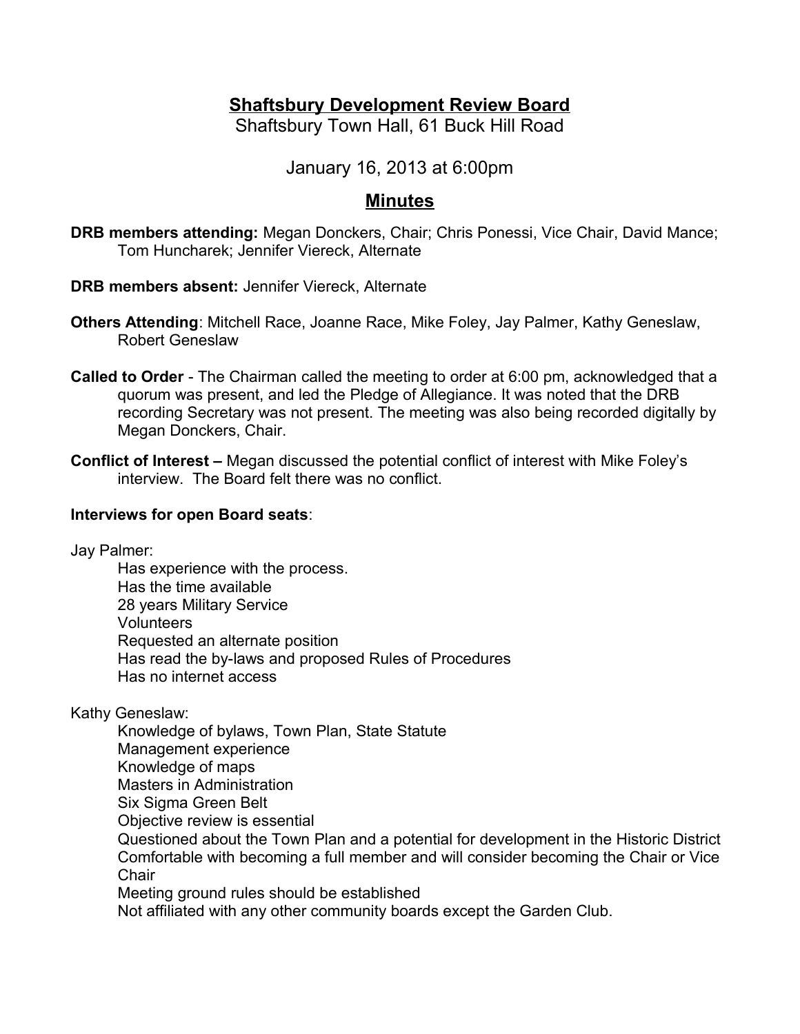# Shaftsbury Development Review Board

Shaftsbury Town Hall, 61 Buck Hill Road

January 16, 2013 at 6:00pm

## Minutes

**DRB members attending:** Megan Donckers, Chair; Chris Ponessi, Vice Chair, David Mance; Tom Huncharek; Jennifer Viereck, Alternate

**DRB members absent:** Jennifer Viereck, Alternate

**Others Attending**: Mitchell Race, Joanne Race, Mike Foley, Jay Palmer, Kathy Geneslaw, Robert Geneslaw

**Called to Order** - The Chairman called the meeting to order at 6:00 pm, acknowledged that a quorum was present, and led the Pledge of Allegiance. It was noted that the DRB recording Secretary was not present. The meeting was also being recorded digitally by Megan Donckers, Chair.

**Conflict of Interest –** Megan discussed the potential conflict of interest with Mike Foley's interview. The Board felt there was no conflict.

**Interviews for open Board seats**:

Jay Palmer:

- Has experience with the process.
- Has the time available
- 28 years Military Service
- Volunteers
- Requested an alternate position
- Has read the by-laws and proposed Rules of Procedures
- Has no internet access

Kathy Geneslaw:

- Knowledge of bylaws, Town Plan, State Statute
- Management experience
- Knowledge of maps
- Masters in Administration
- Six Sigma Green Belt
- Objective review is essential
- Questioned about the Town Plan and a potential for development in the Historic District
- Comfortable with becoming a full member and will consider becoming the Chair or Vice Chair
- Meeting ground rules should be established
- Not affiliated with any other community boards except the Garden Club.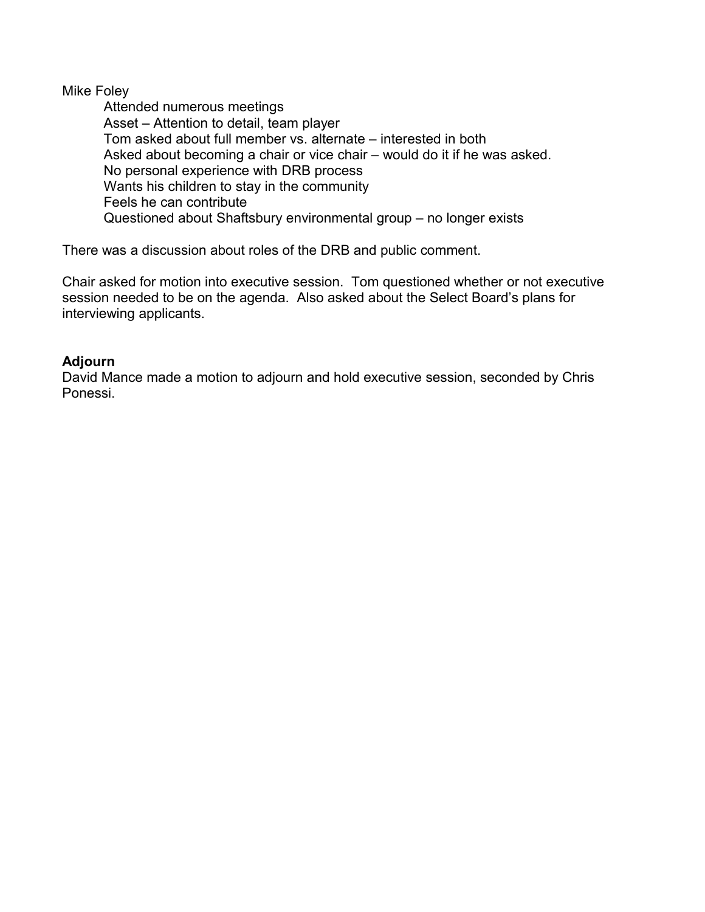Mike Foley

- Attended numerous meetings
- Asset – Attention to detail, team player
- Tom asked about full member vs. alternate – interested in both
- Asked about becoming a chair or vice chair – would do it if he was asked.
- No personal experience with DRB process
- Wants his children to stay in the community
- Feels he can contribute
- Questioned about Shaftsbury environmental group – no longer exists

There was a discussion about roles of the DRB and public comment.

Chair asked for motion into executive session. Tom questioned whether or not executive session needed to be on the agenda. Also asked about the Select Board's plans for interviewing applicants.

**Adjourn**

David Mance made a motion to adjourn and hold executive session, seconded by Chris Ponessi.